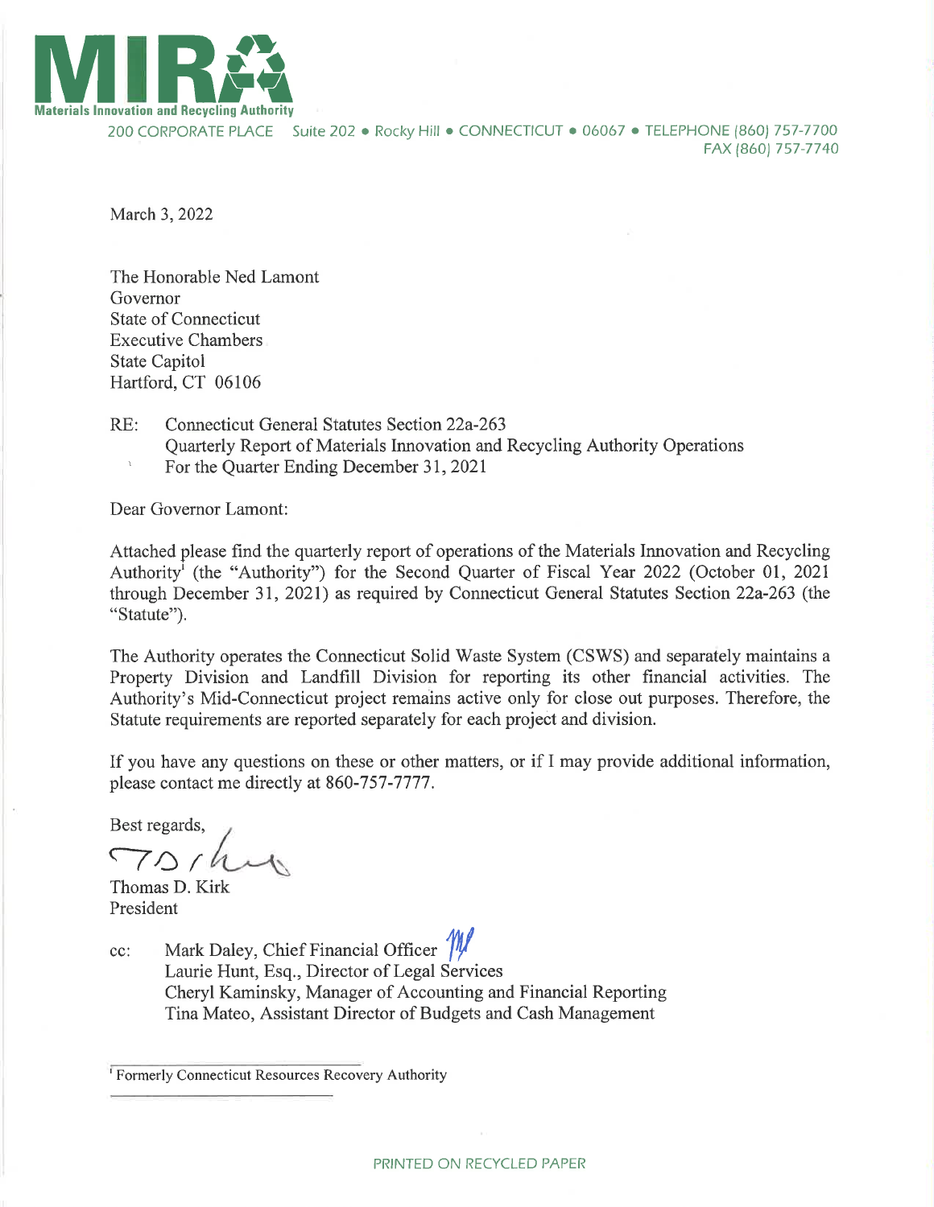**MIRA**
**Materials Innovation and Recycling Authority**

200 CORPORATE PLACE Suite 202 • Rocky Hill • CONNECTICUT • 06067 • TELEPHONE (860) 757-7700
FAX (860) 757-7740

March 3, 2022

The Honorable Ned Lamont
Governor
State of Connecticut
Executive Chambers
State Capitol
Hartford, CT 06106

RE: Connecticut General Statutes Section 22a-263
Quarterly Report of Materials Innovation and Recycling Authority Operations
For the Quarter Ending December 31, 2021

Dear Governor Lamont:

Attached please find the quarterly report of operations of the Materials Innovation and Recycling Authority[1] (the "Authority") for the Second Quarter of Fiscal Year 2022 (October 01, 2021 through December 31, 2021) as required by Connecticut General Statutes Section 22a-263 (the "Statute").

The Authority operates the Connecticut Solid Waste System (CSWS) and separately maintains a Property Division and Landfill Division for reporting its other financial activities. The Authority's Mid-Connecticut project remains active only for close out purposes. Therefore, the Statute requirements are reported separately for each project and division.

If you have any questions on these or other matters, or if I may provide additional information, please contact me directly at 860-757-7777.

Best regards,

Thomas D. Kirk
President

cc: Mark Daley, Chief Financial Officer
Laurie Hunt, Esq., Director of Legal Services
Cheryl Kaminsky, Manager of Accounting and Financial Reporting
Tina Mateo, Assistant Director of Budgets and Cash Management

[1] Formerly Connecticut Resources Recovery Authority

PRINTED ON RECYCLED PAPER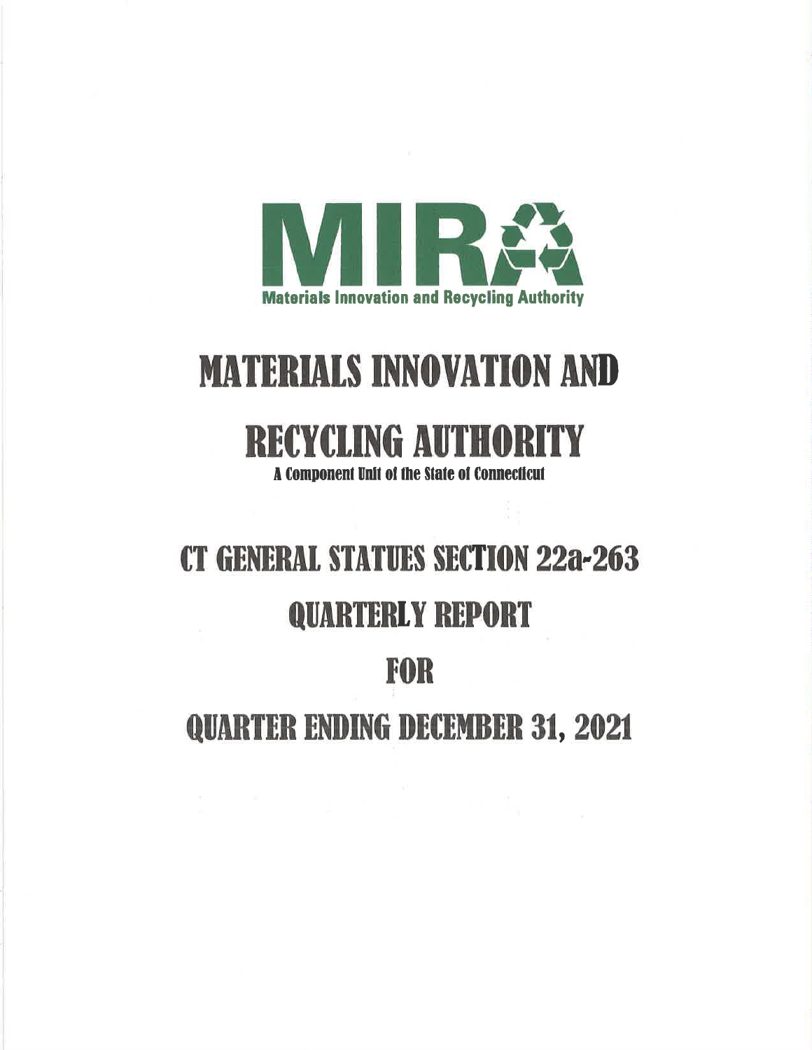Materials Innovation and Recycling Authority

# MATERIALS INNOVATION AND RECYCLING AUTHORITY

A Component Unit of the State of Connecticut

# CT GENERAL STATUES SECTION 22a-263

# QUARTERLY REPORT

# FOR

# QUARTER ENDING DECEMBER 31, 2021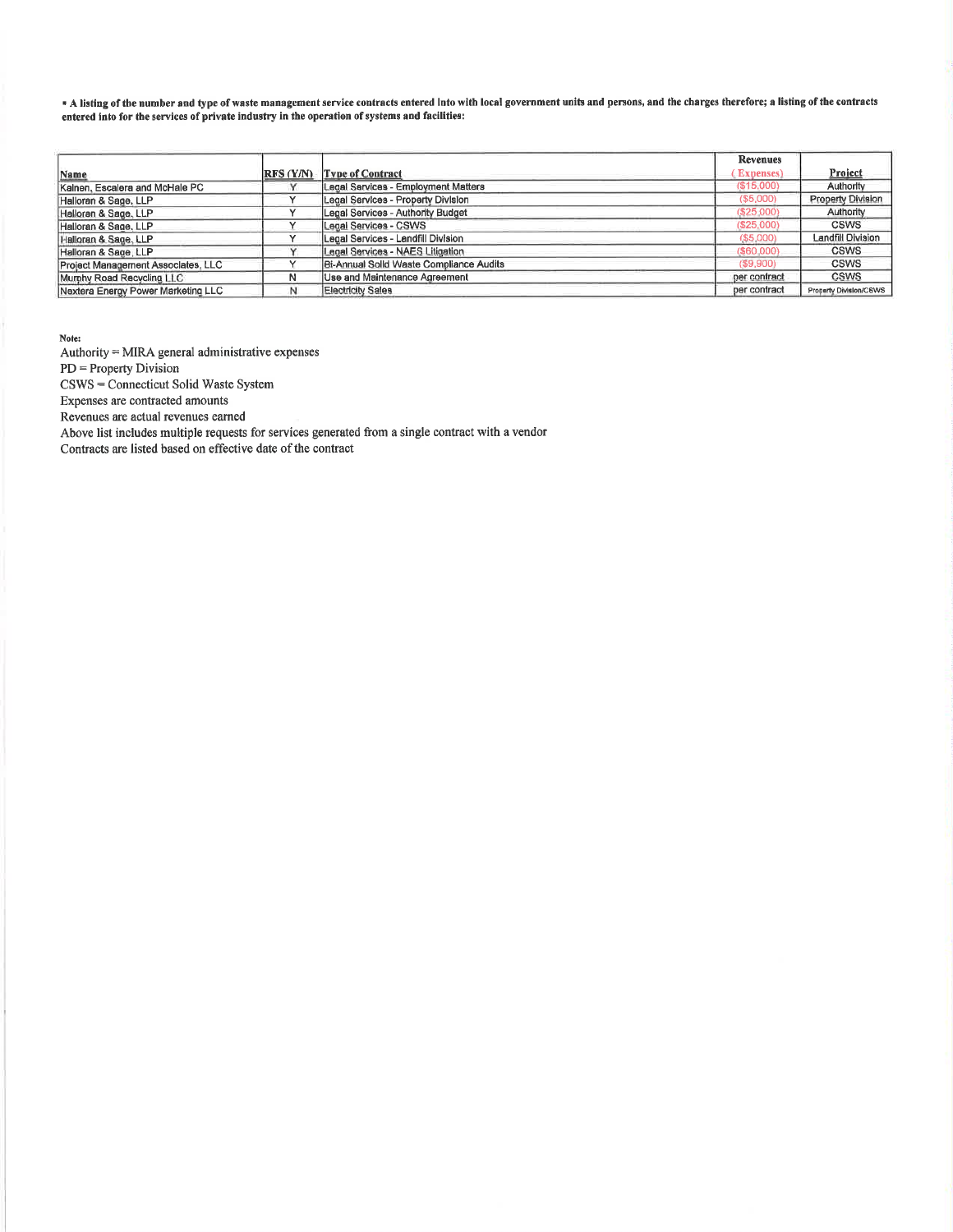▪ **A listing of the number and type of waste management service contracts entered into with local government units and persons, and the charges therefore; a listing of the contracts entered into for the services of private industry in the operation of systems and facilities:**

| Name | RFS (Y/N) | Type of Contract | Revenues (Expenses) | Project |
|---|---|---|---|---|
| Kainen, Escalera and McHale PC | Y | Legal Services - Employment Matters | ($15,000) | Authority |
| Halloran & Sage, LLP | Y | Legal Services - Property Division | ($5,000) | Property Division |
| Halloran & Sage, LLP | Y | Legal Services - Authority Budget | ($25,000) | Authority |
| Halloran & Sage, LLP | Y | Legal Services - CSWS | ($25,000) | CSWS |
| Halloran & Sage, LLP | Y | Legal Services - Landfill Division | ($5,000) | Landfill Division |
| Halloran & Sage, LLP | Y | Legal Services - NAES Litigation | ($60,000) | CSWS |
| Project Management Associates, LLC | Y | Bi-Annual Solid Waste Compliance Audits | ($9,900) | CSWS |
| Murphy Road Recycling LLC | N | Use and Maintenance Agreement | per contract | CSWS |
| Nextera Energy Power Marketing LLC | N | Electricity Sales | per contract | Property Division/CSWS |

**Note:**

Authority = MIRA general administrative expenses

PD = Property Division

CSWS = Connecticut Solid Waste System

Expenses are contracted amounts

Revenues are actual revenues earned

Above list includes multiple requests for services generated from a single contract with a vendor

Contracts are listed based on effective date of the contract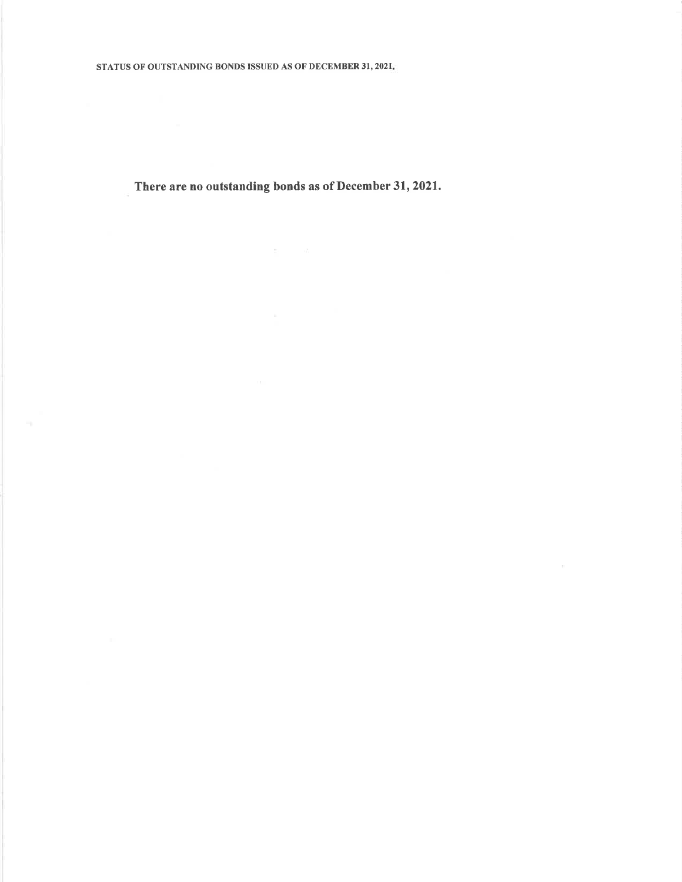STATUS OF OUTSTANDING BONDS ISSUED AS OF DECEMBER 31, 2021.

**There are no outstanding bonds as of December 31, 2021.**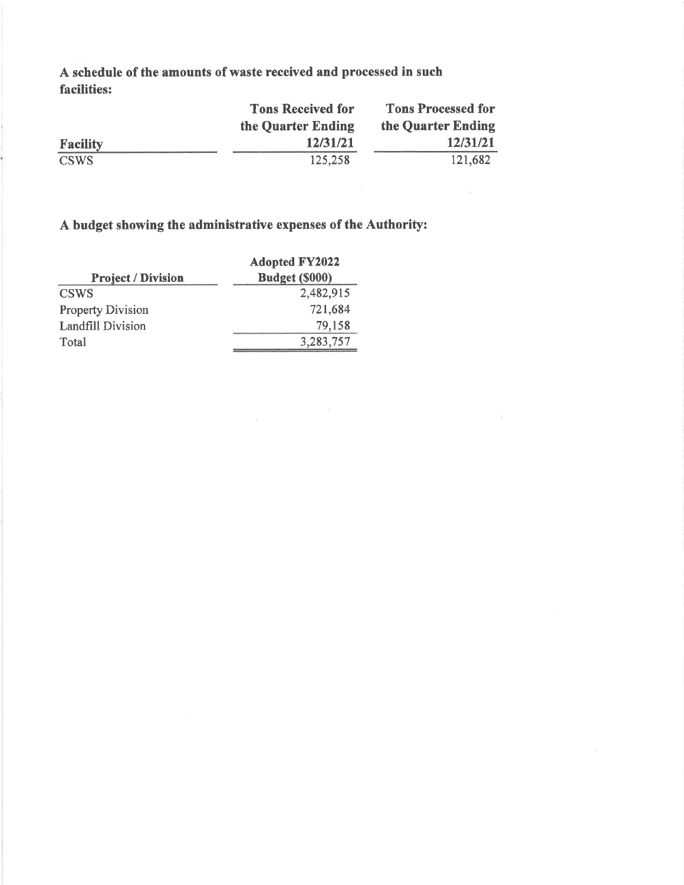**A schedule of the amounts of waste received and processed in such facilities:**

| Facility | Tons Received for the Quarter Ending 12/31/21 | Tons Processed for the Quarter Ending 12/31/21 |
|---|---|---|
| CSWS | 125,258 | 121,682 |

**A budget showing the administrative expenses of the Authority:**

| Project / Division | Adopted FY2022 Budget ($000) |
|---|---|
| CSWS | 2,482,915 |
| Property Division | 721,684 |
| Landfill Division | 79,158 |
| Total | 3,283,757 |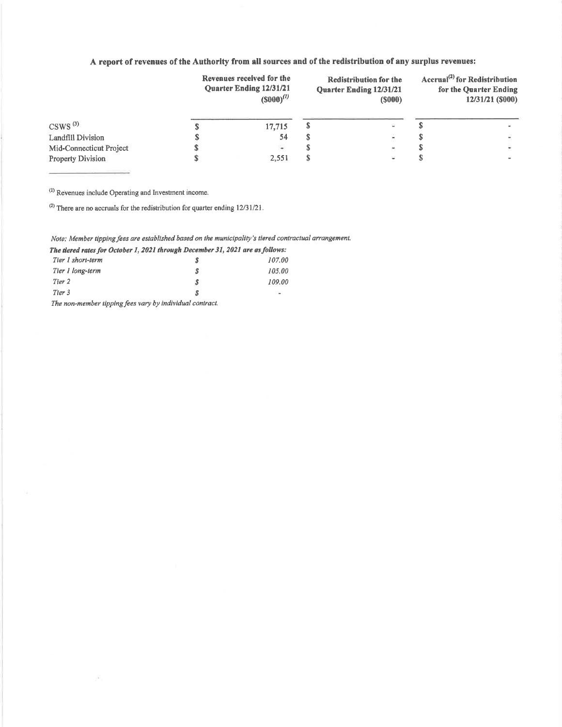### A report of revenues of the Authority from all sources and of the redistribution of any surplus revenues:

| | Revenues received for the Quarter Ending 12/31/21 ($000)[1] | Redistribution for the Quarter Ending 12/31/21 ($000) | Accrual[2] for Redistribution for the Quarter Ending 12/31/21 ($000) |
|---|---|---|---|
| CSWS [3] | $ 17,715 | $ - | $ - |
| Landfill Division | $ 54 | $ - | $ - |
| Mid-Connecticut Project | $ - | $ - | $ - |
| Property Division | $ 2,551 | $ - | $ - |

[1] Revenues include Operating and Investment income.

[2] There are no accruals for the redistribution for quarter ending 12/31/21.

*Note: Member tipping fees are established based on the municipality's tiered contractual arrangement.*

***The tiered rates for October 1, 2021 through December 31, 2021 are as follows:***

| | | |
|---|---|---|
| *Tier 1 short-term* | *$* | *107.00* |
| *Tier 1 long-term* | *$* | *105.00* |
| *Tier 2* | *$* | *109.00* |
| *Tier 3* | *$* | *-* |

*The non-member tipping fees vary by individual contract.*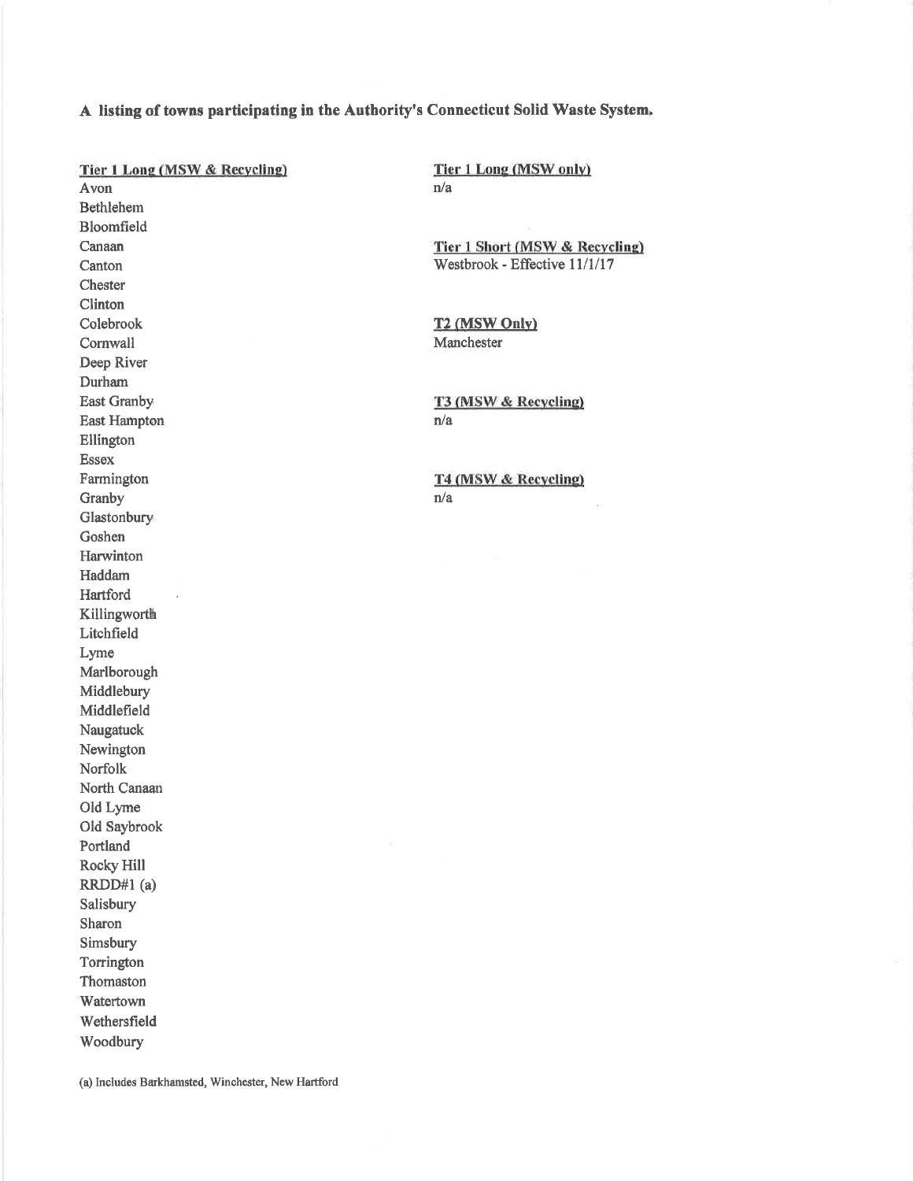**A listing of towns participating in the Authority's Connecticut Solid Waste System.**

**Tier 1 Long (MSW & Recycling)**

Avon
Bethlehem
Bloomfield
Canaan
Canton
Chester
Clinton
Colebrook
Cornwall
Deep River
Durham
East Granby
East Hampton
Ellington
Essex
Farmington
Granby
Glastonbury
Goshen
Harwinton
Haddam
Hartford
Killingworth
Litchfield
Lyme
Marlborough
Middlebury
Middlefield
Naugatuck
Newington
Norfolk
North Canaan
Old Lyme
Old Saybrook
Portland
Rocky Hill
RRDD#1 (a)
Salisbury
Sharon
Simsbury
Torrington
Thomaston
Watertown
Wethersfield
Woodbury

**Tier 1 Long (MSW only)**

n/a

**Tier 1 Short (MSW & Recycling)**

Westbrook - Effective 11/1/17

**T2 (MSW Only)**

Manchester

**T3 (MSW & Recycling)**

n/a

**T4 (MSW & Recycling)**

n/a

(a) Includes Barkhamsted, Winchester, New Hartford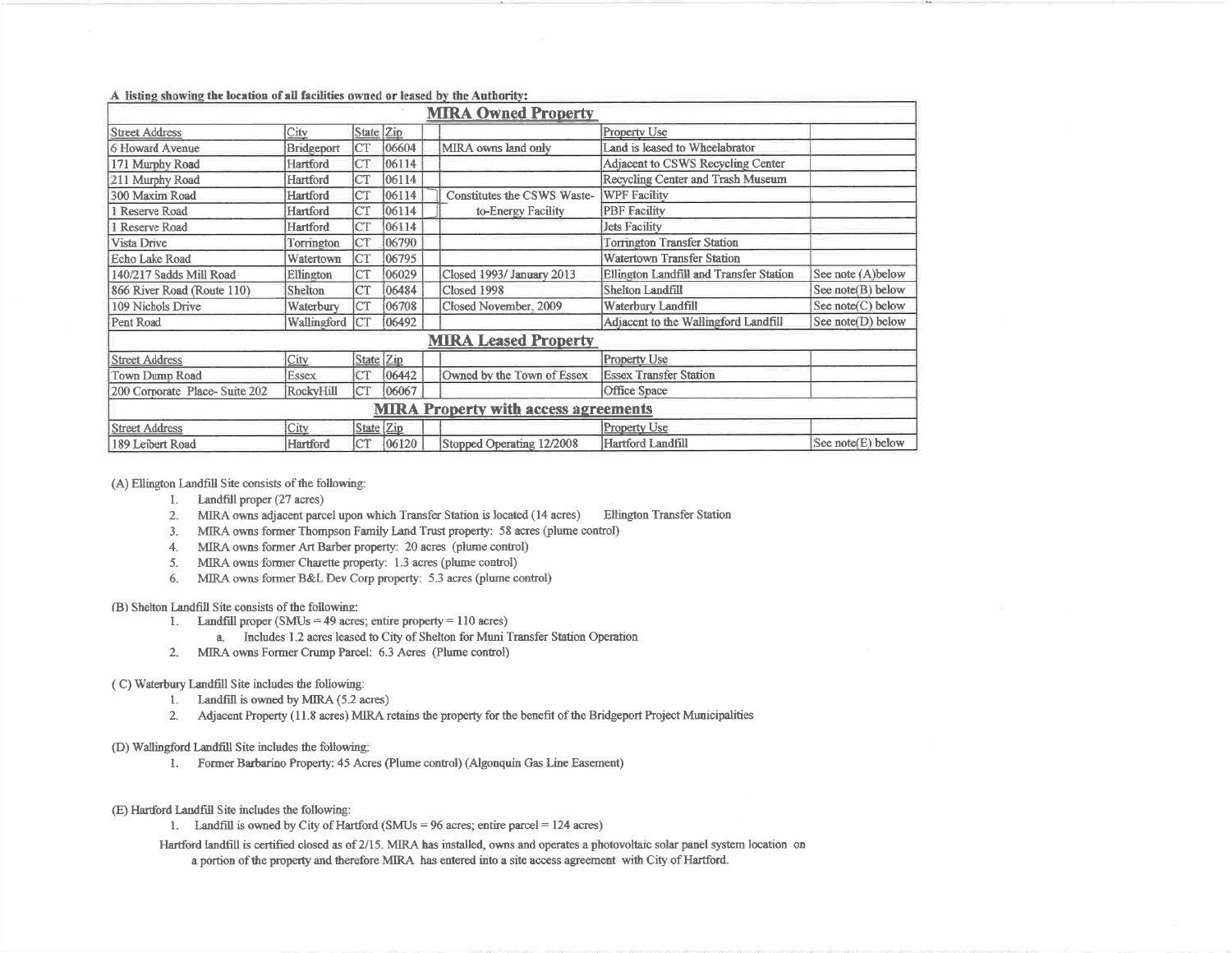**A listing showing the location of all facilities owned or leased by the Authority:**

| MIRA Owned Property | | | | | | |
|---|---|---|---|---|---|---|
| Street Address | City | State | Zip | | Property Use | |
| 6 Howard Avenue | Bridgeport | CT | 06604 | MIRA owns land only | Land is leased to Wheelabrator | |
| 171 Murphy Road | Hartford | CT | 06114 | | Adjacent to CSWS Recycling Center | |
| 211 Murphy Road | Hartford | CT | 06114 | | Recycling Center and Trash Museum | |
| 300 Maxim Road | Hartford | CT | 06114 | Constitutes the CSWS Waste-to-Energy Facility | WPF Facility | |
| 1 Reserve Road | Hartford | CT | 06114 | | PBF Facility | |
| 1 Reserve Road | Hartford | CT | 06114 | | Jets Facility | |
| Vista Drive | Torrington | CT | 06790 | | Torrington Transfer Station | |
| Echo Lake Road | Watertown | CT | 06795 | | Watertown Transfer Station | |
| 140/217 Sadds Mill Road | Ellington | CT | 06029 | Closed 1993/ January 2013 | Ellington Landfill and Transfer Station | See note (A)below |
| 866 River Road (Route 110) | Shelton | CT | 06484 | Closed 1998 | Shelton Landfill | See note(B) below |
| 109 Nichols Drive | Waterbury | CT | 06708 | Closed November, 2009 | Waterbury Landfill | See note(C) below |
| Pent Road | Wallingford | CT | 06492 | | Adjacent to the Wallingford Landfill | See note(D) below |
| **MIRA Leased Property** | | | | | | |
| Street Address | City | State | Zip | | Property Use | |
| Town Dump Road | Essex | CT | 06442 | Owned by the Town of Essex | Essex Transfer Station | |
| 200 Corporate Place- Suite 202 | RockyHill | CT | 06067 | | Office Space | |
| **MIRA Property with access agreements** | | | | | | |
| Street Address | City | State | Zip | | Property Use | |
| 189 Leibert Road | Hartford | CT | 06120 | Stopped Operating 12/2008 | Hartford Landfill | See note(E) below |

(A) Ellington Landfill Site consists of the following:

1. Landfill proper (27 acres)
2. MIRA owns adjacent parcel upon which Transfer Station is located (14 acres) Ellington Transfer Station
3. MIRA owns former Thompson Family Land Trust property: 58 acres (plume control)
4. MIRA owns former Art Barber property: 20 acres (plume control)
5. MIRA owns former Charette property: 1.3 acres (plume control)
6. MIRA owns former B&L Dev Corp property: 5.3 acres (plume control)

(B) Shelton Landfill Site consists of the following:

1. Landfill proper (SMUs = 49 acres; entire property = 110 acres)
   a. Includes 1.2 acres leased to City of Shelton for Muni Transfer Station Operation
2. MIRA owns Former Crump Parcel: 6.3 Acres (Plume control)

( C) Waterbury Landfill Site includes the following:

1. Landfill is owned by MIRA (5.2 acres)
2. Adjacent Property (11.8 acres) MIRA retains the property for the benefit of the Bridgeport Project Municipalities

(D) Wallingford Landfill Site includes the following:

1. Former Barbarino Property: 45 Acres (Plume control) (Algonquin Gas Line Easement)

(E) Hartford Landfill Site includes the following:

1. Landfill is owned by City of Hartford (SMUs = 96 acres; entire parcel = 124 acres)

Hartford landfill is certified closed as of 2/15. MIRA has installed, owns and operates a photovoltaic solar panel system location on a portion of the property and therefore MIRA has entered into a site access agreement with City of Hartford.